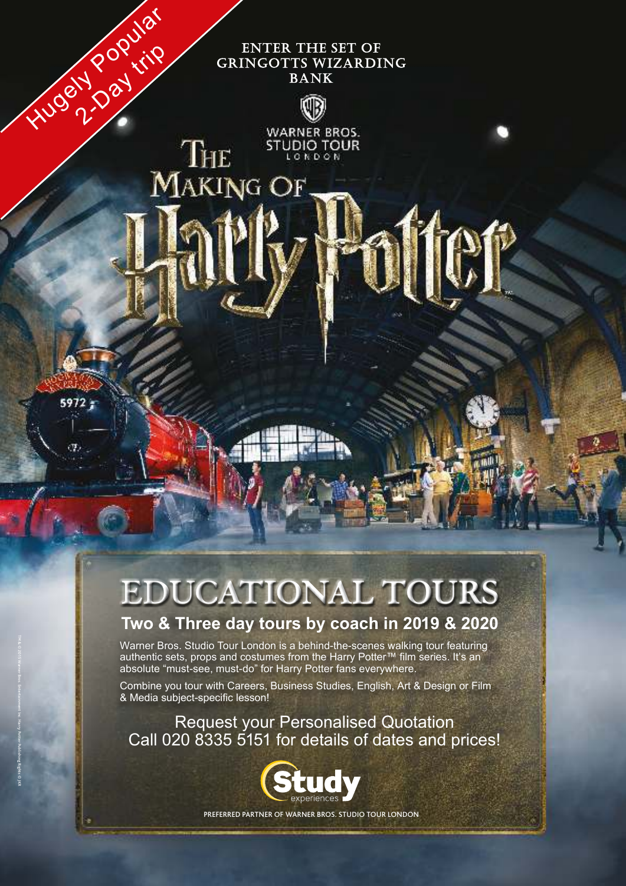Hugely Popular 2-Day trip

ENTER THE SET OF GRINGOTTS WIZARDING BANK

WARNER BROS. STUDIO TOUR LONDON

# THE MAKING OF Harry Potter

# EDUCATIONAL TOURS

## Two & Three day tours by coach in 2019 & 2020

Warner Bros. Studio Tour London is a behind-the-scenes walking tour featuring authentic sets, props and costumes from the Harry Potter™ film series. It's an absolute "must-see, must-do" for Harry Potter fans everywhere.

Combine you tour with Careers, Business Studies, English, Art & Design or Film & Media subject-specific lesson!

Request your Personalised Quotation
Call 020 8335 5151 for details of dates and prices!

Study experiences

PREFERRED PARTNER OF WARNER BROS. STUDIO TOUR LONDON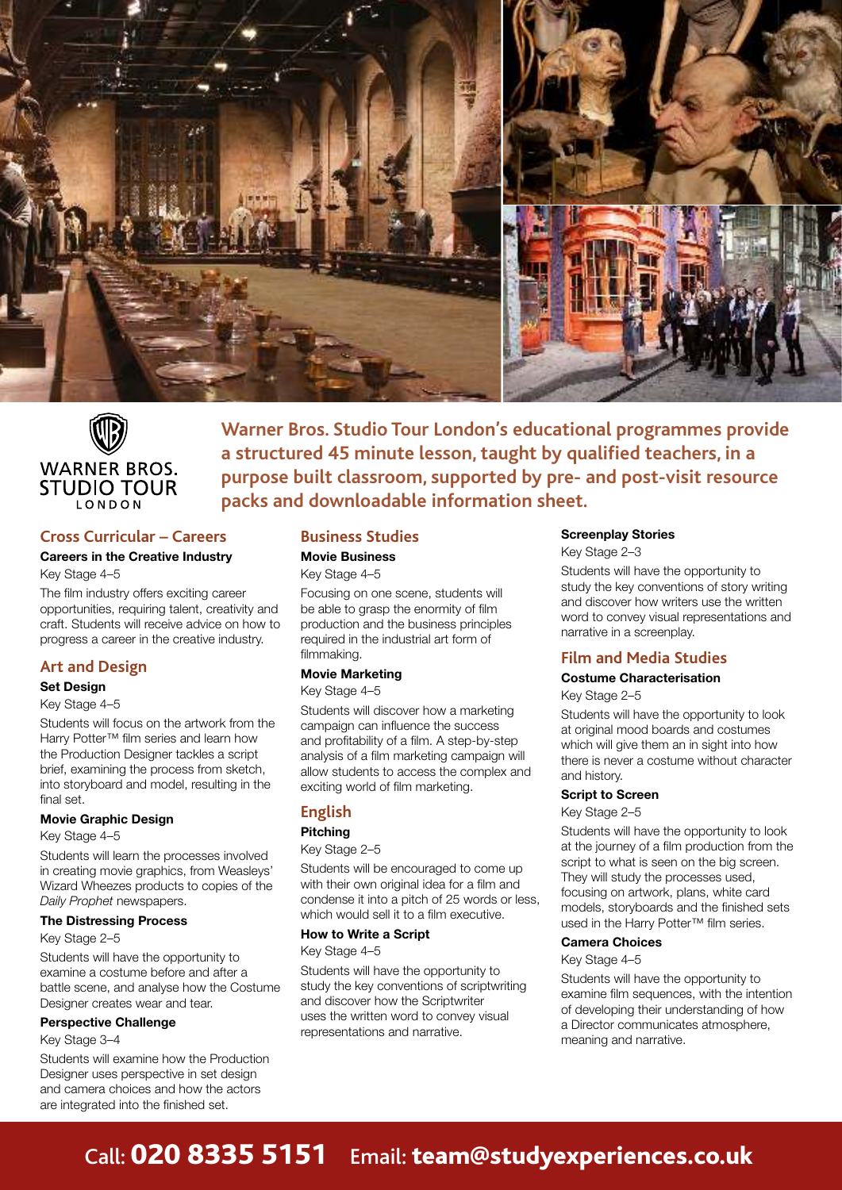WARNER BROS. STUDIO TOUR LONDON

**Warner Bros. Studio Tour London's educational programmes provide a structured 45 minute lesson, taught by qualified teachers, in a purpose built classroom, supported by pre- and post-visit resource packs and downloadable information sheet.**

## Cross Curricular – Careers

### Careers in the Creative Industry

Key Stage 4–5

The film industry offers exciting career opportunities, requiring talent, creativity and craft. Students will receive advice on how to progress a career in the creative industry.

## Art and Design

### Set Design

Key Stage 4–5

Students will focus on the artwork from the Harry Potter™ film series and learn how the Production Designer tackles a script brief, examining the process from sketch, into storyboard and model, resulting in the final set.

### Movie Graphic Design

Key Stage 4–5

Students will learn the processes involved in creating movie graphics, from Weasleys' Wizard Wheezes products to copies of the *Daily Prophet* newspapers.

### The Distressing Process

Key Stage 2–5

Students will have the opportunity to examine a costume before and after a battle scene, and analyse how the Costume Designer creates wear and tear.

### Perspective Challenge

Key Stage 3–4

Students will examine how the Production Designer uses perspective in set design and camera choices and how the actors are integrated into the finished set.

## Business Studies

### Movie Business

Key Stage 4–5

Focusing on one scene, students will be able to grasp the enormity of film production and the business principles required in the industrial art form of filmmaking.

### Movie Marketing

Key Stage 4–5

Students will discover how a marketing campaign can influence the success and profitability of a film. A step-by-step analysis of a film marketing campaign will allow students to access the complex and exciting world of film marketing.

## English

### Pitching

Key Stage 2–5

Students will be encouraged to come up with their own original idea for a film and condense it into a pitch of 25 words or less, which would sell it to a film executive.

### How to Write a Script

Key Stage 4–5

Students will have the opportunity to study the key conventions of scriptwriting and discover how the Scriptwriter uses the written word to convey visual representations and narrative.

### Screenplay Stories

Key Stage 2–3

Students will have the opportunity to study the key conventions of story writing and discover how writers use the written word to convey visual representations and narrative in a screenplay.

## Film and Media Studies

### Costume Characterisation

Key Stage 2–5

Students will have the opportunity to look at original mood boards and costumes which will give them an in sight into how there is never a costume without character and history.

### Script to Screen

Key Stage 2–5

Students will have the opportunity to look at the journey of a film production from the script to what is seen on the big screen. They will study the processes used, focusing on artwork, plans, white card models, storyboards and the finished sets used in the Harry Potter™ film series.

### Camera Choices

Key Stage 4–5

Students will have the opportunity to examine film sequences, with the intention of developing their understanding of how a Director communicates atmosphere, meaning and narrative.

Call: **020 8335 5151** Email: **team@studyexperiences.co.uk**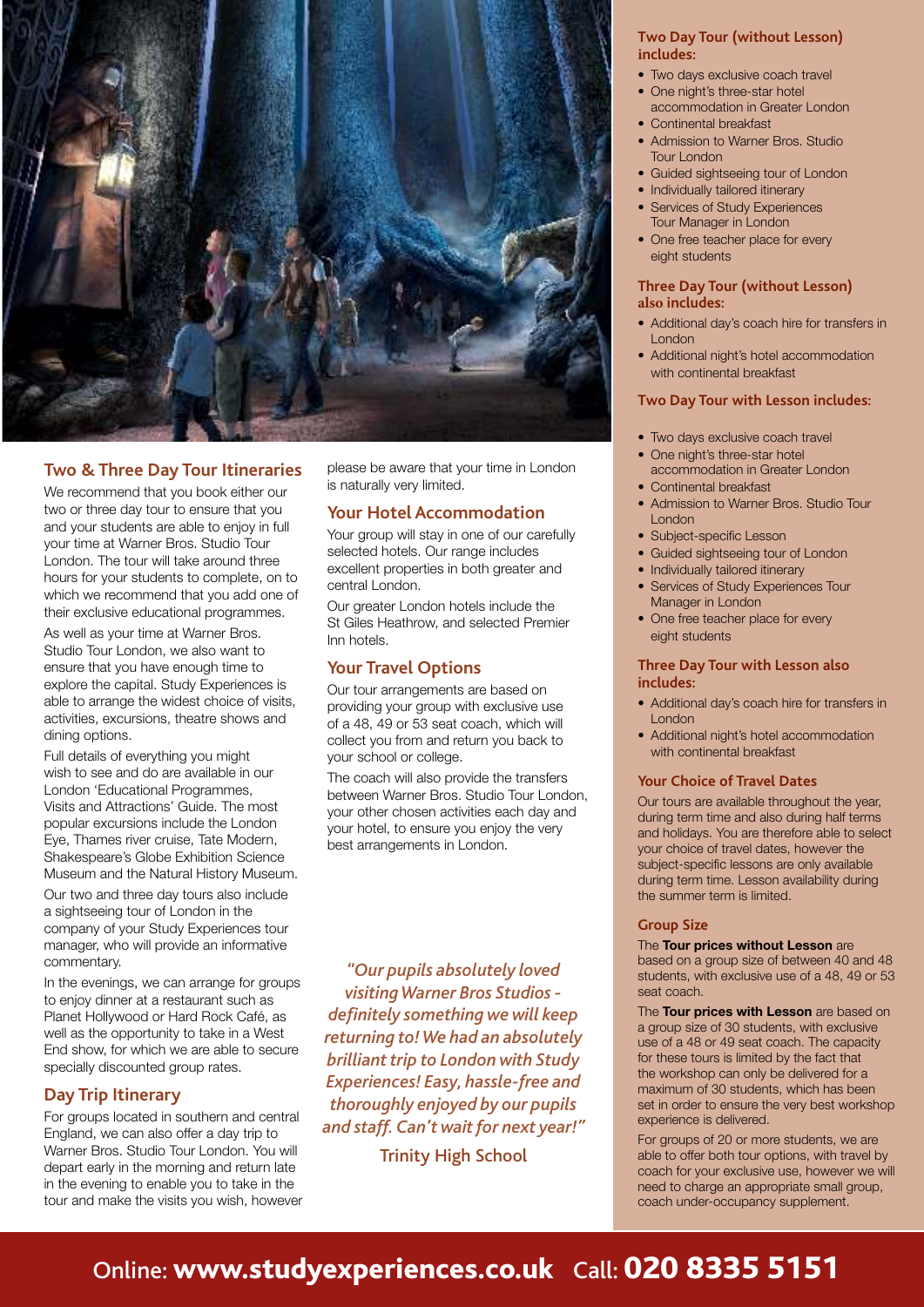## Two & Three Day Tour Itineraries

We recommend that you book either our two or three day tour to ensure that you and your students are able to enjoy in full your time at Warner Bros. Studio Tour London. The tour will take around three hours for your students to complete, on to which we recommend that you add one of their exclusive educational programmes.

As well as your time at Warner Bros. Studio Tour London, we also want to ensure that you have enough time to explore the capital. Study Experiences is able to arrange the widest choice of visits, activities, excursions, theatre shows and dining options.

Full details of everything you might wish to see and do are available in our London 'Educational Programmes, Visits and Attractions' Guide. The most popular excursions include the London Eye, Thames river cruise, Tate Modern, Shakespeare's Globe Exhibition Science Museum and the Natural History Museum.

Our two and three day tours also include a sightseeing tour of London in the company of your Study Experiences tour manager, who will provide an informative commentary.

In the evenings, we can arrange for groups to enjoy dinner at a restaurant such as Planet Hollywood or Hard Rock Café, as well as the opportunity to take in a West End show, for which we are able to secure specially discounted group rates.

## Day Trip Itinerary

For groups located in southern and central England, we can also offer a day trip to Warner Bros. Studio Tour London. You will depart early in the morning and return late in the evening to enable you to take in the tour and make the visits you wish, however please be aware that your time in London is naturally very limited.

## Your Hotel Accommodation

Your group will stay in one of our carefully selected hotels. Our range includes excellent properties in both greater and central London.

Our greater London hotels include the St Giles Heathrow, and selected Premier Inn hotels.

## Your Travel Options

Our tour arrangements are based on providing your group with exclusive use of a 48, 49 or 53 seat coach, which will collect you from and return you back to your school or college.

The coach will also provide the transfers between Warner Bros. Studio Tour London, your other chosen activities each day and your hotel, to ensure you enjoy the very best arrangements in London.

*"Our pupils absolutely loved visiting Warner Bros Studios - definitely something we will keep returning to! We had an absolutely brilliant trip to London with Study Experiences! Easy, hassle-free and thoroughly enjoyed by our pupils and staff. Can't wait for next year!"*

Trinity High School

### Two Day Tour (without Lesson) includes:

- Two days exclusive coach travel
- One night's three-star hotel accommodation in Greater London
- Continental breakfast
- Admission to Warner Bros. Studio Tour London
- Guided sightseeing tour of London
- Individually tailored itinerary
- Services of Study Experiences Tour Manager in London
- One free teacher place for every eight students

### Three Day Tour (without Lesson) also includes:

- Additional day's coach hire for transfers in London
- Additional night's hotel accommodation with continental breakfast

### Two Day Tour with Lesson includes:

- Two days exclusive coach travel
- One night's three-star hotel accommodation in Greater London
- Continental breakfast
- Admission to Warner Bros. Studio Tour London
- Subject-specific Lesson
- Guided sightseeing tour of London
- Individually tailored itinerary
- Services of Study Experiences Tour Manager in London
- One free teacher place for every eight students

### Three Day Tour with Lesson also includes:

- Additional day's coach hire for transfers in London
- Additional night's hotel accommodation with continental breakfast

### Your Choice of Travel Dates

Our tours are available throughout the year, during term time and also during half terms and holidays. You are therefore able to select your choice of travel dates, however the subject-specific lessons are only available during term time. Lesson availability during the summer term is limited.

### Group Size

The **Tour prices without Lesson** are based on a group size of between 40 and 48 students, with exclusive use of a 48, 49 or 53 seat coach.

The **Tour prices with Lesson** are based on a group size of 30 students, with exclusive use of a 48 or 49 seat coach. The capacity for these tours is limited by the fact that the workshop can only be delivered for a maximum of 30 students, which has been set in order to ensure the very best workshop experience is delivered.

For groups of 20 or more students, we are able to offer both tour options, with travel by coach for your exclusive use, however we will need to charge an appropriate small group, coach under-occupancy supplement.

Online: **www.studyexperiences.co.uk** Call: **020 8335 5151**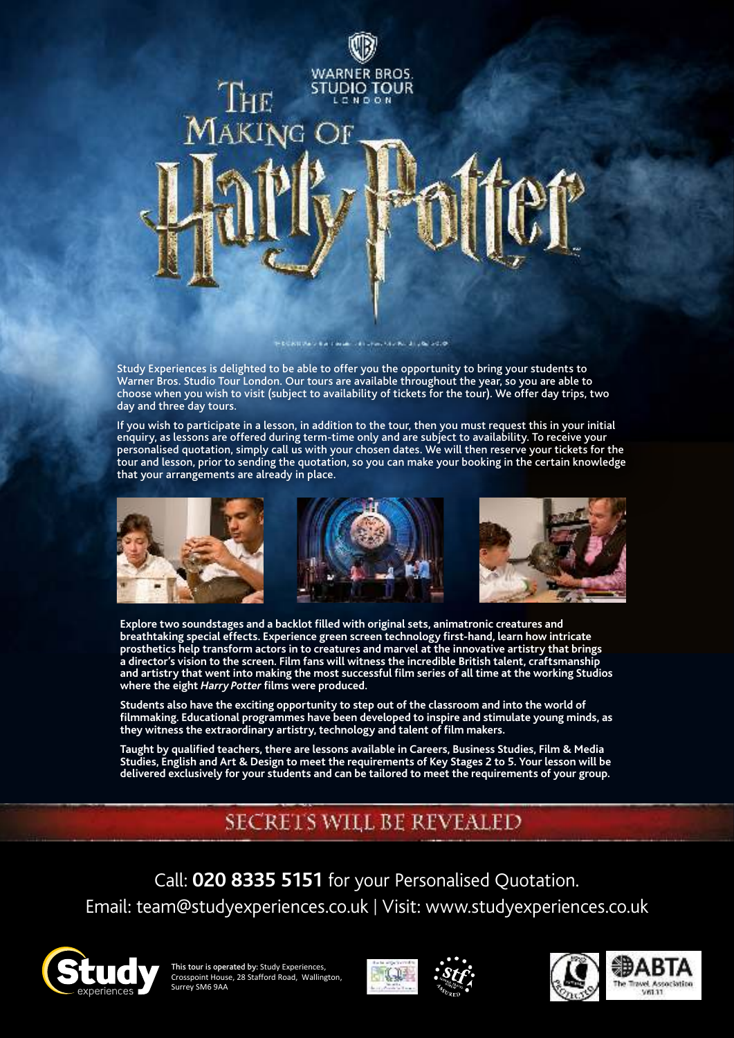WARNER BROS.
STUDIO TOUR
LONDON

# The Making of Harry Potter

Study Experiences is delighted to be able to offer you the opportunity to bring your students to Warner Bros. Studio Tour London. Our tours are available throughout the year, so you are able to choose when you wish to visit (subject to availability of tickets for the tour). We offer day trips, two day and three day tours.

If you wish to participate in a lesson, in addition to the tour, then you must request this in your initial enquiry, as lessons are offered during term-time only and are subject to availability. To receive your personalised quotation, simply call us with your chosen dates. We will then reserve your tickets for the tour and lesson, prior to sending the quotation, so you can make your booking in the certain knowledge that your arrangements are already in place.

**Explore two soundstages and a backlot filled with original sets, animatronic creatures and breathtaking special effects. Experience green screen technology first-hand, learn how intricate prosthetics help transform actors in to creatures and marvel at the innovative artistry that brings a director's vision to the screen. Film fans will witness the incredible British talent, craftsmanship and artistry that went into making the most successful film series of all time at the working Studios where the eight *Harry Potter* films were produced.**

**Students also have the exciting opportunity to step out of the classroom and into the world of filmmaking. Educational programmes have been developed to inspire and stimulate young minds, as they witness the extraordinary artistry, technology and talent of film makers.**

**Taught by qualified teachers, there are lessons available in Careers, Business Studies, Film & Media Studies, English and Art & Design to meet the requirements of Key Stages 2 to 5. Your lesson will be delivered exclusively for your students and can be tailored to meet the requirements of your group.**

## SECRETS WILL BE REVEALED

Call: **020 8335 5151** for your Personalised Quotation.
Email: team@studyexperiences.co.uk | Visit: www.studyexperiences.co.uk

Study experiences

This tour is operated by: Study Experiences, Crosspoint House, 28 Stafford Road, Wallington, Surrey SM6 9AA

ABTA The Travel Association